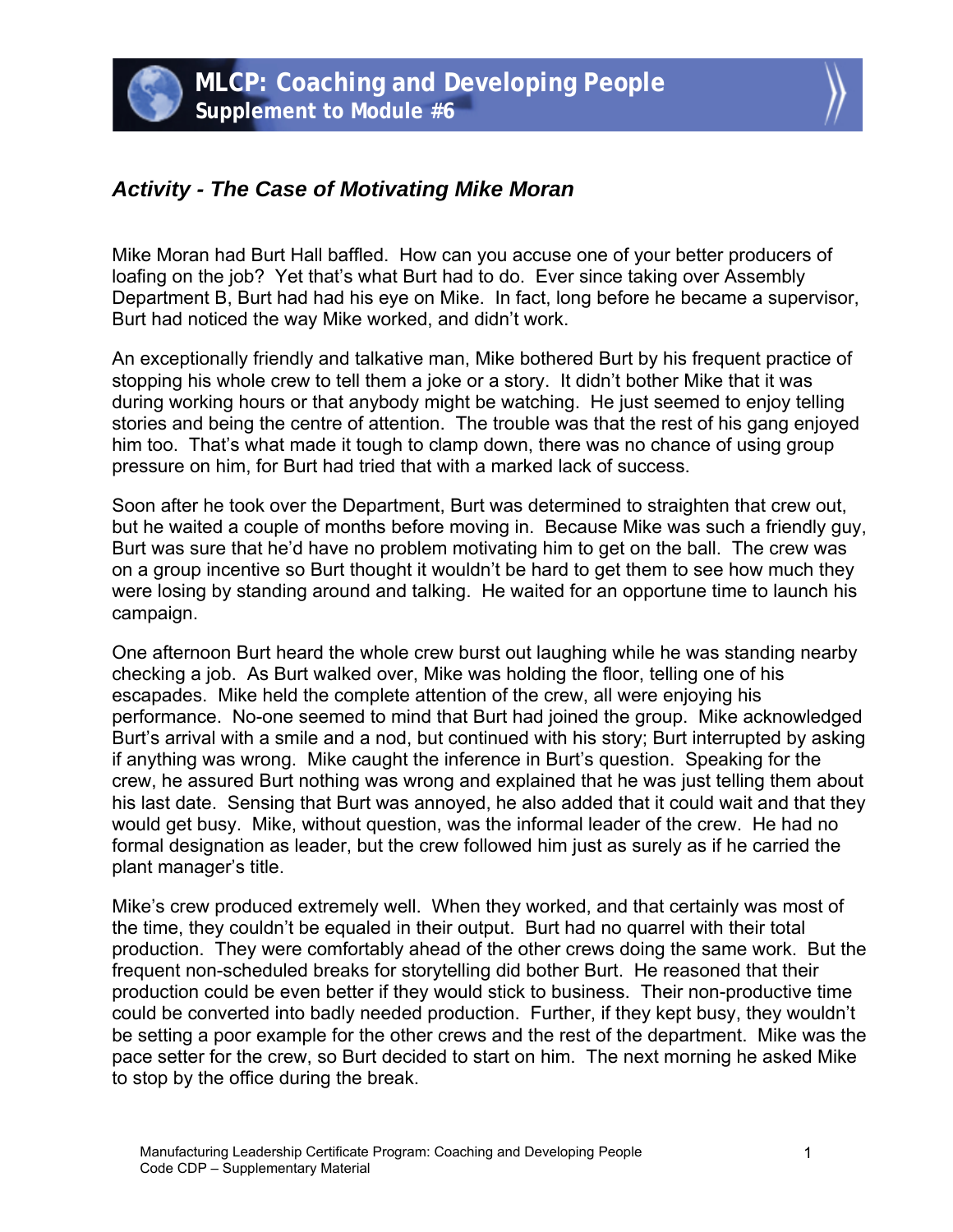# MLCP: Coaching and Developing People

## Supplement to Module #6

### *Activity - The Case of Motivating Mike Moran*

Mike Moran had Burt Hall baffled. How can you accuse one of your better producers of loafing on the job? Yet that's what Burt had to do. Ever since taking over Assembly Department B, Burt had had his eye on Mike. In fact, long before he became a supervisor, Burt had noticed the way Mike worked, and didn't work.

An exceptionally friendly and talkative man, Mike bothered Burt by his frequent practice of stopping his whole crew to tell them a joke or a story. It didn't bother Mike that it was during working hours or that anybody might be watching. He just seemed to enjoy telling stories and being the centre of attention. The trouble was that the rest of his gang enjoyed him too. That's what made it tough to clamp down, there was no chance of using group pressure on him, for Burt had tried that with a marked lack of success.

Soon after he took over the Department, Burt was determined to straighten that crew out, but he waited a couple of months before moving in. Because Mike was such a friendly guy, Burt was sure that he'd have no problem motivating him to get on the ball. The crew was on a group incentive so Burt thought it wouldn't be hard to get them to see how much they were losing by standing around and talking. He waited for an opportune time to launch his campaign.

One afternoon Burt heard the whole crew burst out laughing while he was standing nearby checking a job. As Burt walked over, Mike was holding the floor, telling one of his escapades. Mike held the complete attention of the crew, all were enjoying his performance. No-one seemed to mind that Burt had joined the group. Mike acknowledged Burt's arrival with a smile and a nod, but continued with his story; Burt interrupted by asking if anything was wrong. Mike caught the inference in Burt's question. Speaking for the crew, he assured Burt nothing was wrong and explained that he was just telling them about his last date. Sensing that Burt was annoyed, he also added that it could wait and that they would get busy. Mike, without question, was the informal leader of the crew. He had no formal designation as leader, but the crew followed him just as surely as if he carried the plant manager's title.

Mike's crew produced extremely well. When they worked, and that certainly was most of the time, they couldn't be equaled in their output. Burt had no quarrel with their total production. They were comfortably ahead of the other crews doing the same work. But the frequent non-scheduled breaks for storytelling did bother Burt. He reasoned that their production could be even better if they would stick to business. Their non-productive time could be converted into badly needed production. Further, if they kept busy, they wouldn't be setting a poor example for the other crews and the rest of the department. Mike was the pace setter for the crew, so Burt decided to start on him. The next morning he asked Mike to stop by the office during the break.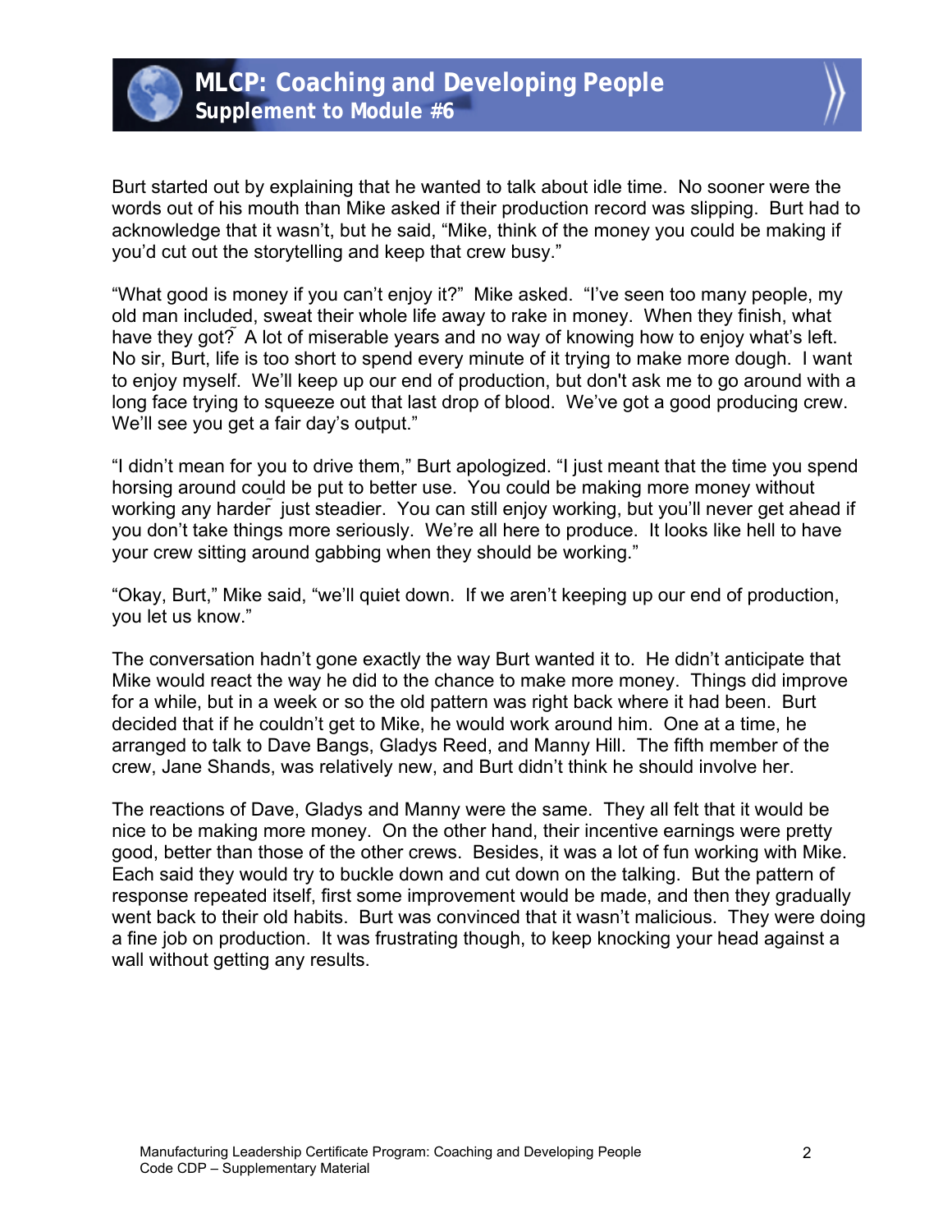Burt started out by explaining that he wanted to talk about idle time. No sooner were the words out of his mouth than Mike asked if their production record was slipping. Burt had to acknowledge that it wasn't, but he said, "Mike, think of the money you could be making if you'd cut out the storytelling and keep that crew busy."

"What good is money if you can't enjoy it?" Mike asked. "I've seen too many people, my old man included, sweat their whole life away to rake in money. When they finish, what have they got? A lot of miserable years and no way of knowing how to enjoy what's left. No sir, Burt, life is too short to spend every minute of it trying to make more dough. I want to enjoy myself. We'll keep up our end of production, but don't ask me to go around with a long face trying to squeeze out that last drop of blood. We've got a good producing crew. We'll see you get a fair day's output."

"I didn't mean for you to drive them," Burt apologized. "I just meant that the time you spend horsing around could be put to better use. You could be making more money without working any harder just steadier. You can still enjoy working, but you'll never get ahead if you don't take things more seriously. We're all here to produce. It looks like hell to have your crew sitting around gabbing when they should be working."

"Okay, Burt," Mike said, "we'll quiet down. If we aren't keeping up our end of production, you let us know."

The conversation hadn't gone exactly the way Burt wanted it to. He didn't anticipate that Mike would react the way he did to the chance to make more money. Things did improve for a while, but in a week or so the old pattern was right back where it had been. Burt decided that if he couldn't get to Mike, he would work around him. One at a time, he arranged to talk to Dave Bangs, Gladys Reed, and Manny Hill. The fifth member of the crew, Jane Shands, was relatively new, and Burt didn't think he should involve her.

The reactions of Dave, Gladys and Manny were the same. They all felt that it would be nice to be making more money. On the other hand, their incentive earnings were pretty good, better than those of the other crews. Besides, it was a lot of fun working with Mike. Each said they would try to buckle down and cut down on the talking. But the pattern of response repeated itself, first some improvement would be made, and then they gradually went back to their old habits. Burt was convinced that it wasn't malicious. They were doing a fine job on production. It was frustrating though, to keep knocking your head against a wall without getting any results.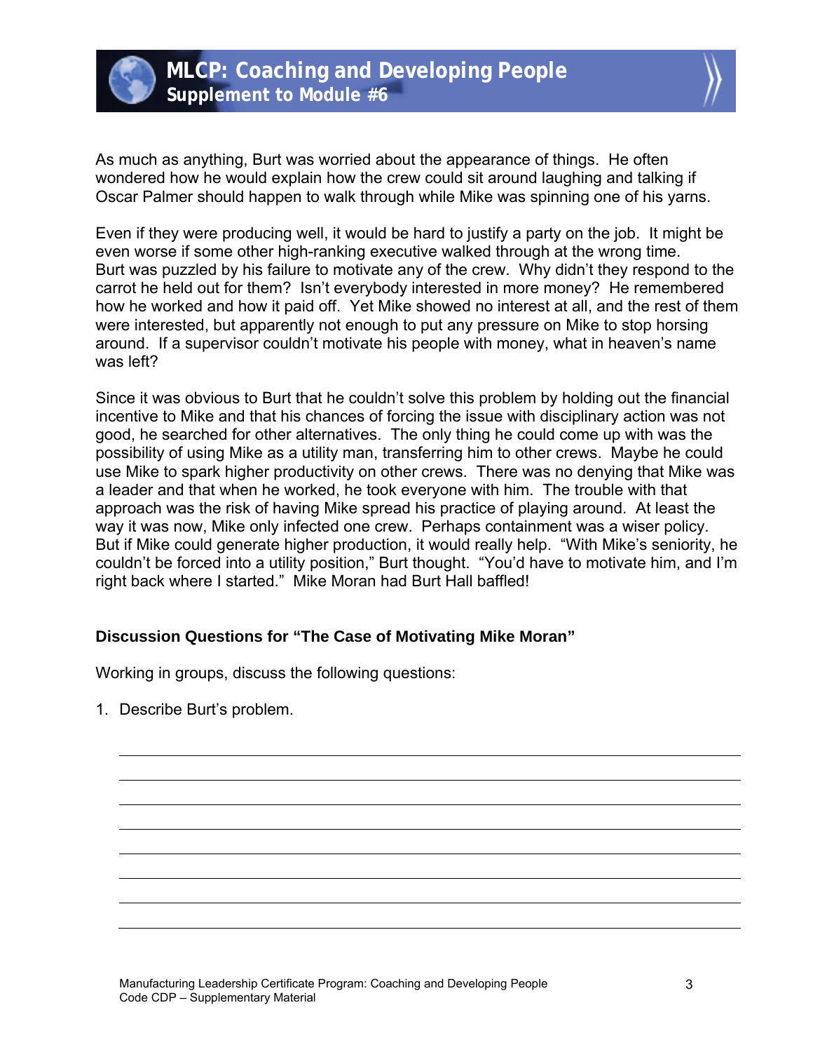As much as anything, Burt was worried about the appearance of things. He often wondered how he would explain how the crew could sit around laughing and talking if Oscar Palmer should happen to walk through while Mike was spinning one of his yarns.

Even if they were producing well, it would be hard to justify a party on the job. It might be even worse if some other high-ranking executive walked through at the wrong time. Burt was puzzled by his failure to motivate any of the crew. Why didn't they respond to the carrot he held out for them? Isn't everybody interested in more money? He remembered how he worked and how it paid off. Yet Mike showed no interest at all, and the rest of them were interested, but apparently not enough to put any pressure on Mike to stop horsing around. If a supervisor couldn't motivate his people with money, what in heaven's name was left?

Since it was obvious to Burt that he couldn't solve this problem by holding out the financial incentive to Mike and that his chances of forcing the issue with disciplinary action was not good, he searched for other alternatives. The only thing he could come up with was the possibility of using Mike as a utility man, transferring him to other crews. Maybe he could use Mike to spark higher productivity on other crews. There was no denying that Mike was a leader and that when he worked, he took everyone with him. The trouble with that approach was the risk of having Mike spread his practice of playing around. At least the way it was now, Mike only infected one crew. Perhaps containment was a wiser policy. But if Mike could generate higher production, it would really help. "With Mike's seniority, he couldn't be forced into a utility position," Burt thought. "You'd have to motivate him, and I'm right back where I started." Mike Moran had Burt Hall baffled!

**Discussion Questions for "The Case of Motivating Mike Moran"**

Working in groups, discuss the following questions:

1. Describe Burt's problem.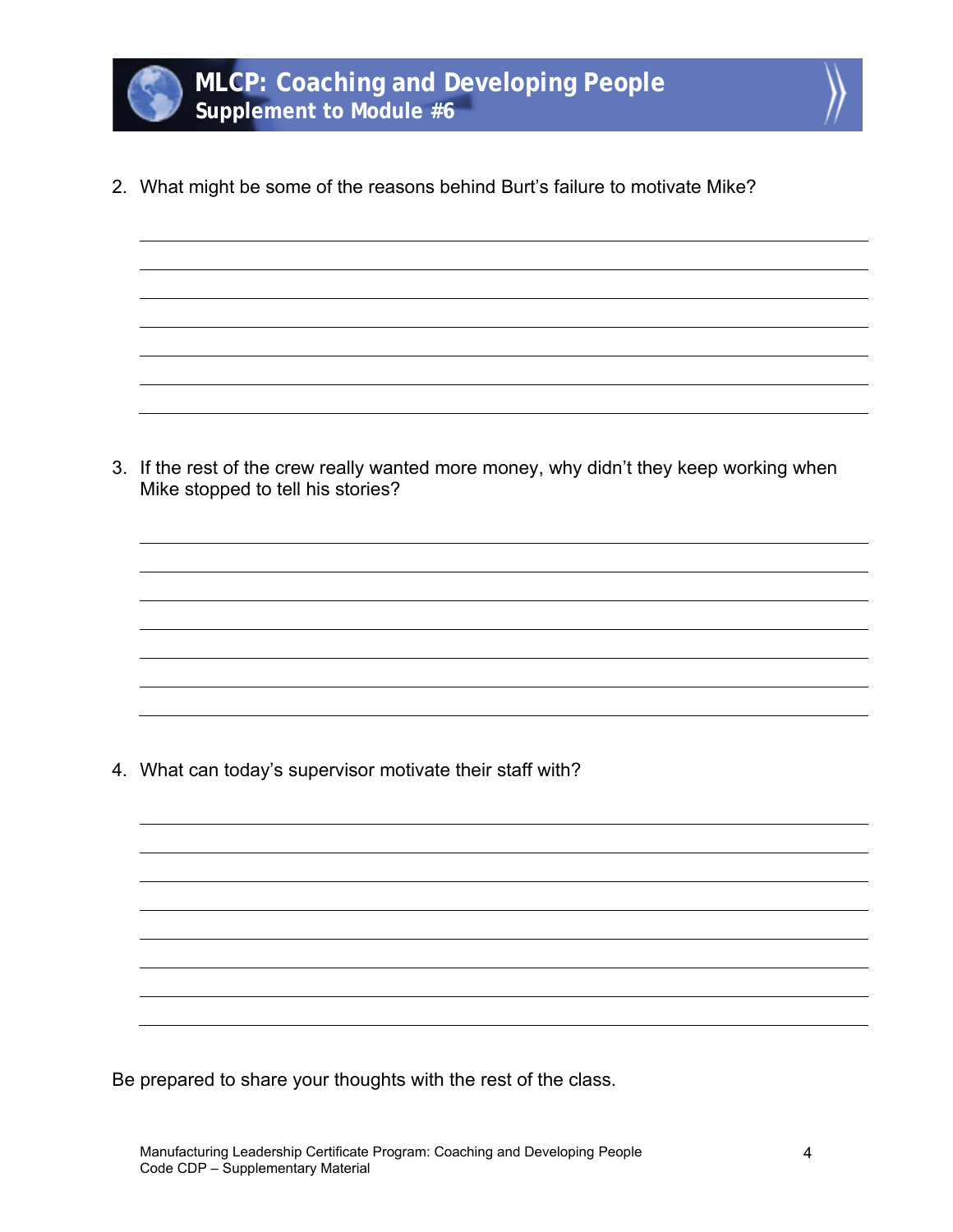2. What might be some of the reasons behind Burt's failure to motivate Mike?

3. If the rest of the crew really wanted more money, why didn't they keep working when Mike stopped to tell his stories?

4. What can today's supervisor motivate their staff with?

Be prepared to share your thoughts with the rest of the class.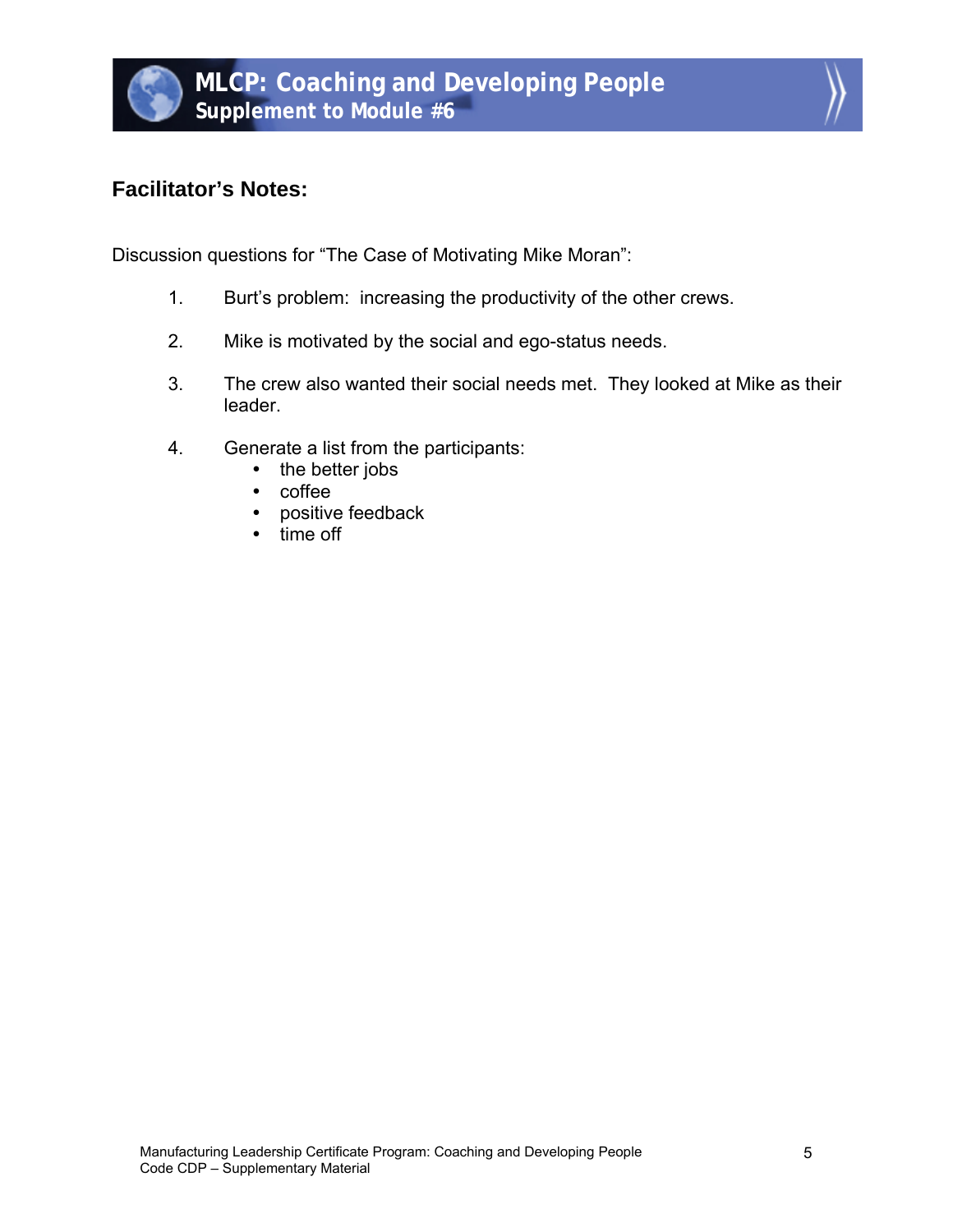## Facilitator's Notes:

Discussion questions for "The Case of Motivating Mike Moran":

1. Burt's problem: increasing the productivity of the other crews.

2. Mike is motivated by the social and ego-status needs.

3. The crew also wanted their social needs met. They looked at Mike as their leader.

4. Generate a list from the participants:
   - the better jobs
   - coffee
   - positive feedback
   - time off